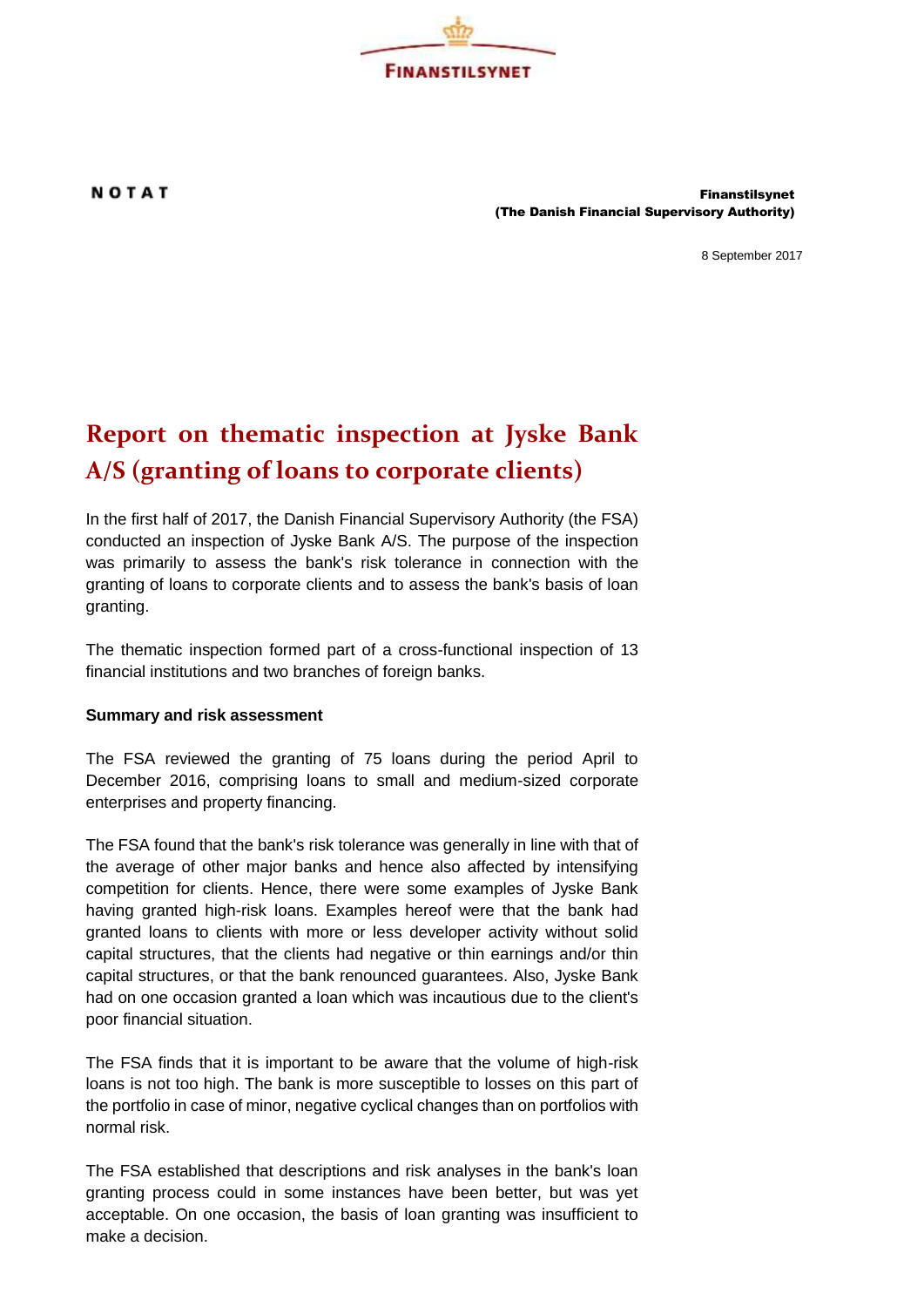FINANSTILSYNET

NOTAT

**Finanstilsynet**
**(The Danish Financial Supervisory Authority)**

8 September 2017

# Report on thematic inspection at Jyske Bank A/S (granting of loans to corporate clients)

In the first half of 2017, the Danish Financial Supervisory Authority (the FSA) conducted an inspection of Jyske Bank A/S. The purpose of the inspection was primarily to assess the bank's risk tolerance in connection with the granting of loans to corporate clients and to assess the bank's basis of loan granting.

The thematic inspection formed part of a cross-functional inspection of 13 financial institutions and two branches of foreign banks.

**Summary and risk assessment**

The FSA reviewed the granting of 75 loans during the period April to December 2016, comprising loans to small and medium-sized corporate enterprises and property financing.

The FSA found that the bank's risk tolerance was generally in line with that of the average of other major banks and hence also affected by intensifying competition for clients. Hence, there were some examples of Jyske Bank having granted high-risk loans. Examples hereof were that the bank had granted loans to clients with more or less developer activity without solid capital structures, that the clients had negative or thin earnings and/or thin capital structures, or that the bank renounced guarantees. Also, Jyske Bank had on one occasion granted a loan which was incautious due to the client's poor financial situation.

The FSA finds that it is important to be aware that the volume of high-risk loans is not too high. The bank is more susceptible to losses on this part of the portfolio in case of minor, negative cyclical changes than on portfolios with normal risk.

The FSA established that descriptions and risk analyses in the bank's loan granting process could in some instances have been better, but was yet acceptable. On one occasion, the basis of loan granting was insufficient to make a decision.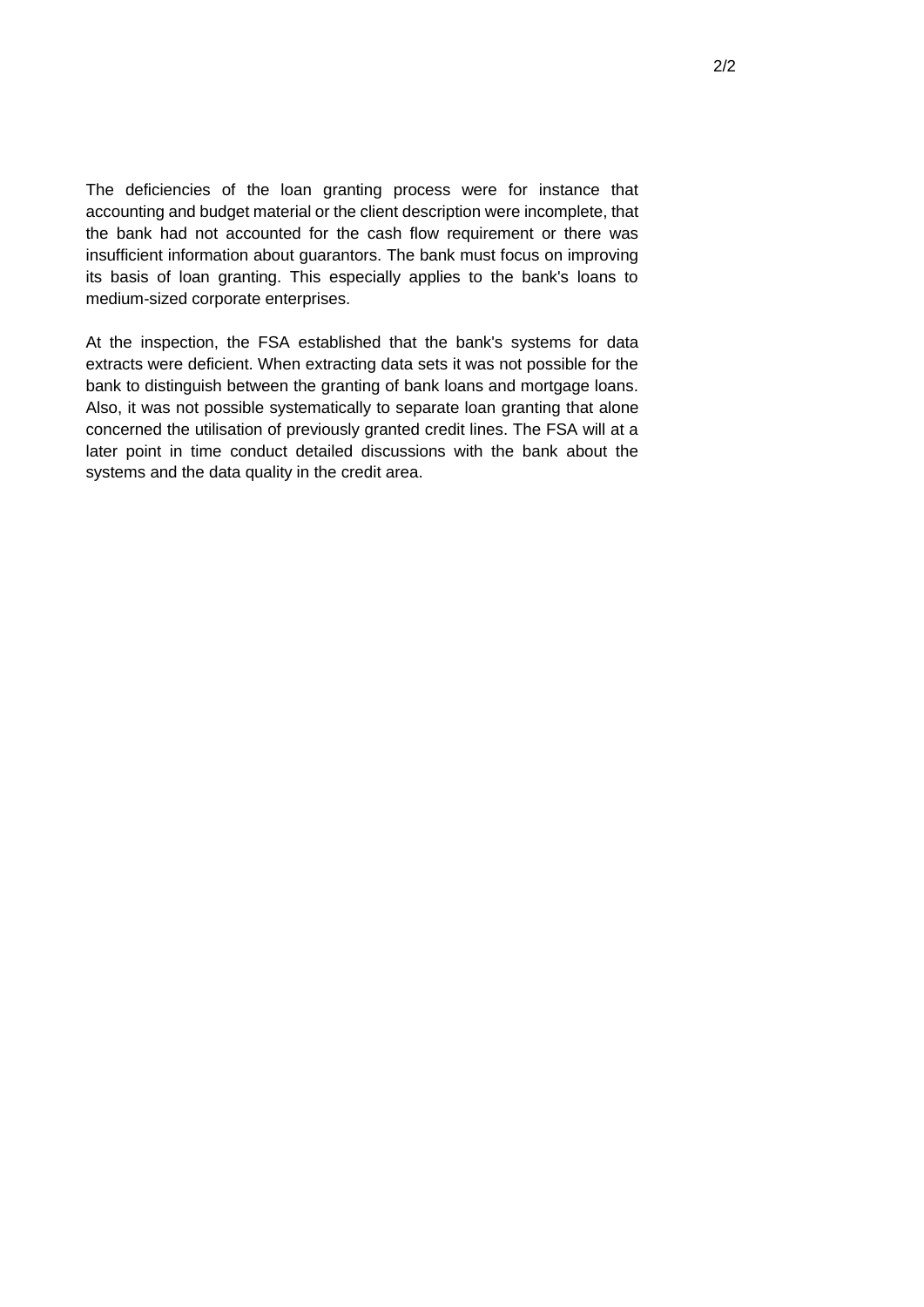The deficiencies of the loan granting process were for instance that accounting and budget material or the client description were incomplete, that the bank had not accounted for the cash flow requirement or there was insufficient information about guarantors. The bank must focus on improving its basis of loan granting. This especially applies to the bank's loans to medium-sized corporate enterprises.

At the inspection, the FSA established that the bank's systems for data extracts were deficient. When extracting data sets it was not possible for the bank to distinguish between the granting of bank loans and mortgage loans. Also, it was not possible systematically to separate loan granting that alone concerned the utilisation of previously granted credit lines. The FSA will at a later point in time conduct detailed discussions with the bank about the systems and the data quality in the credit area.